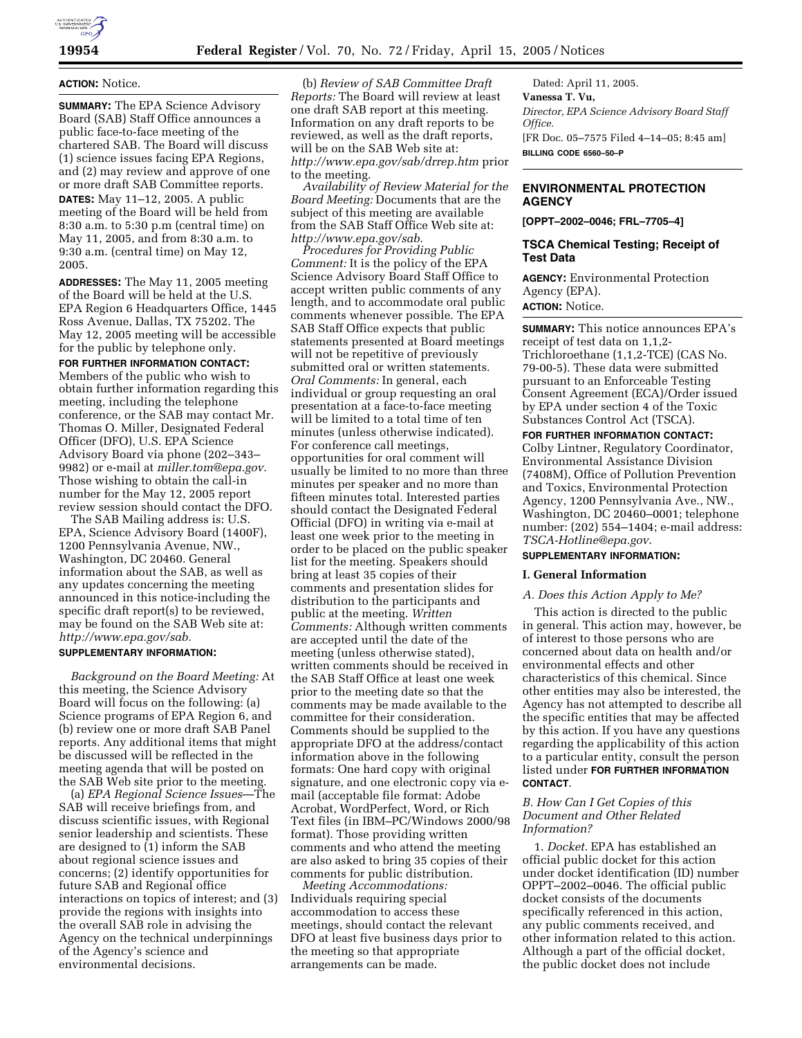**ACTION:** Notice.

**SUMMARY:** The EPA Science Advisory Board (SAB) Staff Office announces a public face-to-face meeting of the chartered SAB. The Board will discuss (1) science issues facing EPA Regions, and (2) may review and approve of one or more draft SAB Committee reports.

**DATES:** May 11–12, 2005. A public meeting of the Board will be held from 8:30 a.m. to 5:30 p.m (central time) on May 11, 2005, and from 8:30 a.m. to 9:30 a.m. (central time) on May 12, 2005.

**ADDRESSES:** The May 11, 2005 meeting of the Board will be held at the U.S. EPA Region 6 Headquarters Office, 1445 Ross Avenue, Dallas, TX 75202. The May 12, 2005 meeting will be accessible for the public by telephone only.

**FOR FURTHER INFORMATION CONTACT:** Members of the public who wish to obtain further information regarding this meeting, including the telephone conference, or the SAB may contact Mr. Thomas O. Miller, Designated Federal Officer (DFO), U.S. EPA Science Advisory Board via phone (202–343–9982) or e-mail at *miller.tom@epa.gov*. Those wishing to obtain the call-in number for the May 12, 2005 report review session should contact the DFO.

The SAB Mailing address is: U.S. EPA, Science Advisory Board (1400F), 1200 Pennsylvania Avenue, NW., Washington, DC 20460. General information about the SAB, as well as any updates concerning the meeting announced in this notice-including the specific draft report(s) to be reviewed, may be found on the SAB Web site at: *http://www.epa.gov/sab.*

**SUPPLEMENTARY INFORMATION:**

*Background on the Board Meeting:* At this meeting, the Science Advisory Board will focus on the following: (a) Science programs of EPA Region 6, and (b) review one or more draft SAB Panel reports. Any additional items that might be discussed will be reflected in the meeting agenda that will be posted on the SAB Web site prior to the meeting.

(a) *EPA Regional Science Issues*—The SAB will receive briefings from, and discuss scientific issues, with Regional senior leadership and scientists. These are designed to (1) inform the SAB about regional science issues and concerns; (2) identify opportunities for future SAB and Regional office interactions on topics of interest; and (3) provide the regions with insights into the overall SAB role in advising the Agency on the technical underpinnings of the Agency's science and environmental decisions.

(b) *Review of SAB Committee Draft Reports:* The Board will review at least one draft SAB report at this meeting. Information on any draft reports to be reviewed, as well as the draft reports, will be on the SAB Web site at: *http://www.epa.gov/sab/drrep.htm* prior to the meeting.

*Availability of Review Material for the Board Meeting:* Documents that are the subject of this meeting are available from the SAB Staff Office Web site at: *http://www.epa.gov/sab.*

*Procedures for Providing Public Comment:* It is the policy of the EPA Science Advisory Board Staff Office to accept written public comments of any length, and to accommodate oral public comments whenever possible. The EPA SAB Staff Office expects that public statements presented at Board meetings will not be repetitive of previously submitted oral or written statements. *Oral Comments:* In general, each individual or group requesting an oral presentation at a face-to-face meeting will be limited to a total time of ten minutes (unless otherwise indicated). For conference call meetings, opportunities for oral comment will usually be limited to no more than three minutes per speaker and no more than fifteen minutes total. Interested parties should contact the Designated Federal Official (DFO) in writing via e-mail at least one week prior to the meeting in order to be placed on the public speaker list for the meeting. Speakers should bring at least 35 copies of their comments and presentation slides for distribution to the participants and public at the meeting. *Written Comments:* Although written comments are accepted until the date of the meeting (unless otherwise stated), written comments should be received in the SAB Staff Office at least one week prior to the meeting date so that the comments may be made available to the committee for their consideration. Comments should be supplied to the appropriate DFO at the address/contact information above in the following formats: One hard copy with original signature, and one electronic copy via e-mail (acceptable file format: Adobe Acrobat, WordPerfect, Word, or Rich Text files (in IBM–PC/Windows 2000/98 format). Those providing written comments and who attend the meeting are also asked to bring 35 copies of their comments for public distribution.

*Meeting Accommodations:* Individuals requiring special accommodation to access these meetings, should contact the relevant DFO at least five business days prior to the meeting so that appropriate arrangements can be made.

Dated: April 11, 2005.

**Vanessa T. Vu,**

*Director, EPA Science Advisory Board Staff Office.*

[FR Doc. 05–7575 Filed 4–14–05; 8:45 am]

**BILLING CODE 6560–50–P**

## ENVIRONMENTAL PROTECTION AGENCY

**[OPPT–2002–0046; FRL–7705–4]**

### TSCA Chemical Testing; Receipt of Test Data

**AGENCY:** Environmental Protection Agency (EPA).

**ACTION:** Notice.

**SUMMARY:** This notice announces EPA's receipt of test data on 1,1,2-Trichloroethane (1,1,2-TCE) (CAS No. 79-00-5). These data were submitted pursuant to an Enforceable Testing Consent Agreement (ECA)/Order issued by EPA under section 4 of the Toxic Substances Control Act (TSCA).

**FOR FURTHER INFORMATION CONTACT:** Colby Lintner, Regulatory Coordinator, Environmental Assistance Division (7408M), Office of Pollution Prevention and Toxics, Environmental Protection Agency, 1200 Pennsylvania Ave., NW., Washington, DC 20460–0001; telephone number: (202) 554–1404; e-mail address: *TSCA-Hotline@epa.gov*.

**SUPPLEMENTARY INFORMATION:**

#### I. General Information

*A. Does this Action Apply to Me?*

This action is directed to the public in general. This action may, however, be of interest to those persons who are concerned about data on health and/or environmental effects and other characteristics of this chemical. Since other entities may also be interested, the Agency has not attempted to describe all the specific entities that may be affected by this action. If you have any questions regarding the applicability of this action to a particular entity, consult the person listed under **FOR FURTHER INFORMATION CONTACT**.

*B. How Can I Get Copies of this Document and Other Related Information?*

1. *Docket.* EPA has established an official public docket for this action under docket identification (ID) number OPPT–2002–0046. The official public docket consists of the documents specifically referenced in this action, any public comments received, and other information related to this action. Although a part of the official docket, the public docket does not include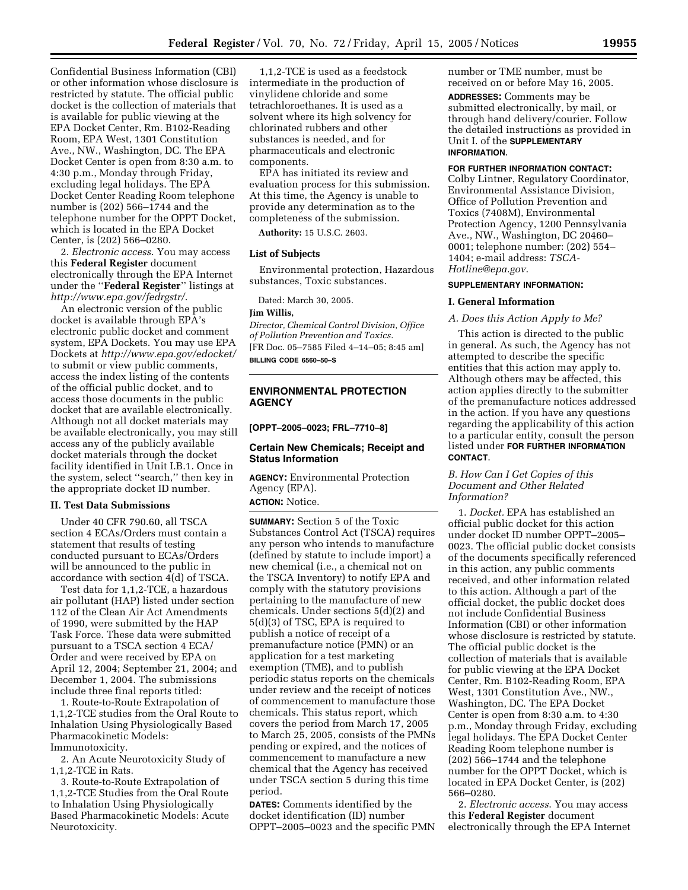Confidential Business Information (CBI) or other information whose disclosure is restricted by statute. The official public docket is the collection of materials that is available for public viewing at the EPA Docket Center, Rm. B102-Reading Room, EPA West, 1301 Constitution Ave., NW., Washington, DC. The EPA Docket Center is open from 8:30 a.m. to 4:30 p.m., Monday through Friday, excluding legal holidays. The EPA Docket Center Reading Room telephone number is (202) 566–1744 and the telephone number for the OPPT Docket, which is located in the EPA Docket Center, is (202) 566–0280.

2. *Electronic access*. You may access this **Federal Register** document electronically through the EPA Internet under the ''**Federal Register**'' listings at *http://www.epa.gov/fedrgstr/*.

An electronic version of the public docket is available through EPA's electronic public docket and comment system, EPA Dockets. You may use EPA Dockets at *http://www.epa.gov/edocket/* to submit or view public comments, access the index listing of the contents of the official public docket, and to access those documents in the public docket that are available electronically. Although not all docket materials may be available electronically, you may still access any of the publicly available docket materials through the docket facility identified in Unit I.B.1. Once in the system, select ''search,'' then key in the appropriate docket ID number.

### II. Test Data Submissions

Under 40 CFR 790.60, all TSCA section 4 ECAs/Orders must contain a statement that results of testing conducted pursuant to ECAs/Orders will be announced to the public in accordance with section 4(d) of TSCA.

Test data for 1,1,2-TCE, a hazardous air pollutant (HAP) listed under section 112 of the Clean Air Act Amendments of 1990, were submitted by the HAP Task Force. These data were submitted pursuant to a TSCA section 4 ECA/Order and were received by EPA on April 12, 2004; September 21, 2004; and December 1, 2004. The submissions include three final reports titled:

1. Route-to-Route Extrapolation of 1,1,2-TCE studies from the Oral Route to Inhalation Using Physiologically Based Pharmacokinetic Models: Immunotoxicity.

2. An Acute Neurotoxicity Study of 1,1,2-TCE in Rats.

3. Route-to-Route Extrapolation of 1,1,2-TCE Studies from the Oral Route to Inhalation Using Physiologically Based Pharmacokinetic Models: Acute Neurotoxicity.

1,1,2-TCE is used as a feedstock intermediate in the production of vinylidene chloride and some tetrachloroethanes. It is used as a solvent where its high solvency for chlorinated rubbers and other substances is needed, and for pharmaceuticals and electronic components.

EPA has initiated its review and evaluation process for this submission. At this time, the Agency is unable to provide any determination as to the completeness of the submission.

**Authority:** 15 U.S.C. 2603.

### List of Subjects

Environmental protection, Hazardous substances, Toxic substances.

Dated: March 30, 2005.

**Jim Willis,**

*Director, Chemical Control Division, Office of Pollution Prevention and Toxics.*

[FR Doc. 05–7585 Filed 4–14–05; 8:45 am]

**BILLING CODE 6560–50–S**

---

## ENVIRONMENTAL PROTECTION AGENCY

**[OPPT–2005–0023; FRL–7710–8]**

## Certain New Chemicals; Receipt and Status Information

**AGENCY:** Environmental Protection Agency (EPA).

**ACTION:** Notice.

**SUMMARY:** Section 5 of the Toxic Substances Control Act (TSCA) requires any person who intends to manufacture (defined by statute to include import) a new chemical (i.e., a chemical not on the TSCA Inventory) to notify EPA and comply with the statutory provisions pertaining to the manufacture of new chemicals. Under sections 5(d)(2) and 5(d)(3) of TSC, EPA is required to publish a notice of receipt of a premanufacture notice (PMN) or an application for a test marketing exemption (TME), and to publish periodic status reports on the chemicals under review and the receipt of notices of commencement to manufacture those chemicals. This status report, which covers the period from March 17, 2005 to March 25, 2005, consists of the PMNs pending or expired, and the notices of commencement to manufacture a new chemical that the Agency has received under TSCA section 5 during this time period.

**DATES:** Comments identified by the docket identification (ID) number OPPT–2005–0023 and the specific PMN number or TME number, must be received on or before May 16, 2005.

**ADDRESSES:** Comments may be submitted electronically, by mail, or through hand delivery/courier. Follow the detailed instructions as provided in Unit I. of the **SUPPLEMENTARY INFORMATION**.

**FOR FURTHER INFORMATION CONTACT:** Colby Lintner, Regulatory Coordinator, Environmental Assistance Division, Office of Pollution Prevention and Toxics (7408M), Environmental Protection Agency, 1200 Pennsylvania Ave., NW., Washington, DC 20460–0001; telephone number: (202) 554–1404; e-mail address: *TSCA-Hotline@epa.gov*.

**SUPPLEMENTARY INFORMATION:**

### I. General Information

*A. Does this Action Apply to Me?*

This action is directed to the public in general. As such, the Agency has not attempted to describe the specific entities that this action may apply to. Although others may be affected, this action applies directly to the submitter of the premanufacture notices addressed in the action. If you have any questions regarding the applicability of this action to a particular entity, consult the person listed under **FOR FURTHER INFORMATION CONTACT**.

*B. How Can I Get Copies of this Document and Other Related Information?*

1. *Docket.* EPA has established an official public docket for this action under docket ID number OPPT–2005–0023. The official public docket consists of the documents specifically referenced in this action, any public comments received, and other information related to this action. Although a part of the official docket, the public docket does not include Confidential Business Information (CBI) or other information whose disclosure is restricted by statute. The official public docket is the collection of materials that is available for public viewing at the EPA Docket Center, Rm. B102-Reading Room, EPA West, 1301 Constitution Ave., NW., Washington, DC. The EPA Docket Center is open from 8:30 a.m. to 4:30 p.m., Monday through Friday, excluding legal holidays. The EPA Docket Center Reading Room telephone number is (202) 566–1744 and the telephone number for the OPPT Docket, which is located in EPA Docket Center, is (202) 566–0280.

2. *Electronic access.* You may access this **Federal Register** document electronically through the EPA Internet